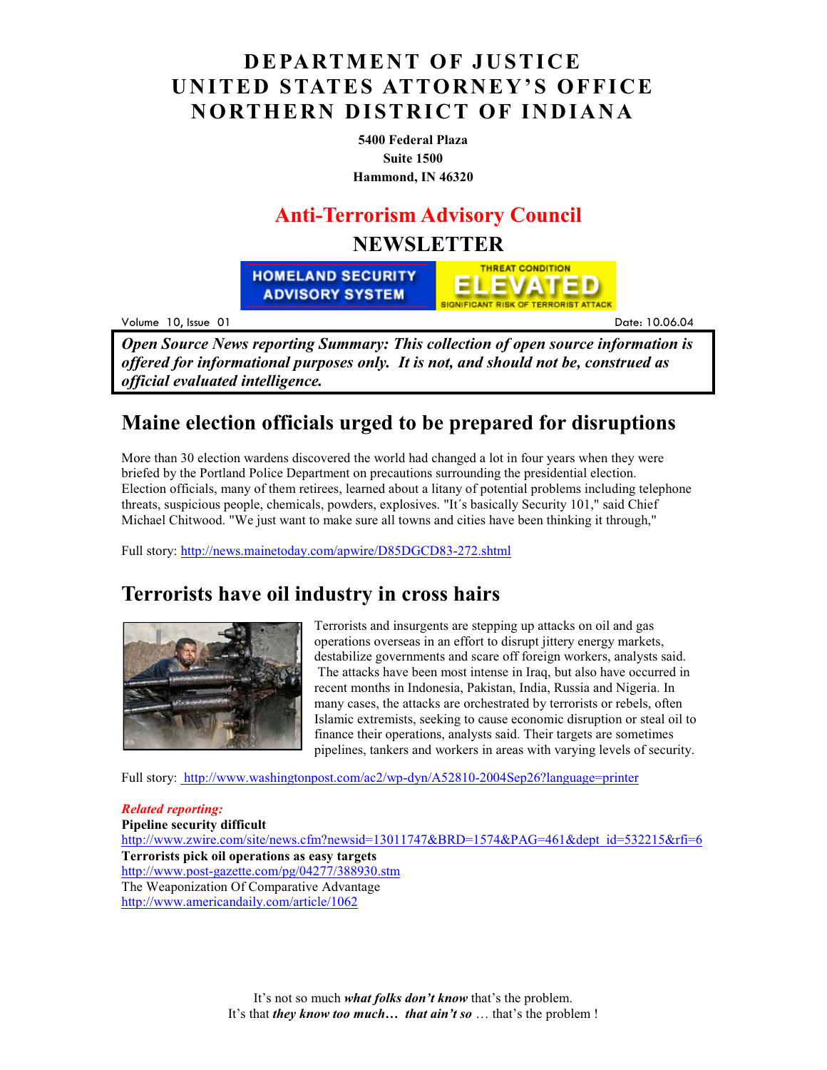# DEPARTMENT OF JUSTICE
# UNITED STATES ATTORNEY'S OFFICE
# NORTHERN DISTRICT OF INDIANA

**5400 Federal Plaza**
**Suite 1500**
**Hammond, IN 46320**

## Anti-Terrorism Advisory Council

## NEWSLETTER

HOMELAND SECURITY ADVISORY SYSTEM — THREAT CONDITION ELEVATED — SIGNIFICANT RISK OF TERRORIST ATTACK

Volume 10, Issue 01 Date: 10.06.04

***Open Source News reporting Summary: This collection of open source information is offered for informational purposes only. It is not, and should not be, construed as official evaluated intelligence.***

## Maine election officials urged to be prepared for disruptions

More than 30 election wardens discovered the world had changed a lot in four years when they were briefed by the Portland Police Department on precautions surrounding the presidential election. Election officials, many of them retirees, learned about a litany of potential problems including telephone threats, suspicious people, chemicals, powders, explosives. "It´s basically Security 101," said Chief Michael Chitwood. "We just want to make sure all towns and cities have been thinking it through,"

Full story: http://news.mainetoday.com/apwire/D85DGCD83-272.shtml

## Terrorists have oil industry in cross hairs

Terrorists and insurgents are stepping up attacks on oil and gas operations overseas in an effort to disrupt jittery energy markets, destabilize governments and scare off foreign workers, analysts said. The attacks have been most intense in Iraq, but also have occurred in recent months in Indonesia, Pakistan, India, Russia and Nigeria. In many cases, the attacks are orchestrated by terrorists or rebels, often Islamic extremists, seeking to cause economic disruption or steal oil to finance their operations, analysts said. Their targets are sometimes pipelines, tankers and workers in areas with varying levels of security.

Full story: http://www.washingtonpost.com/ac2/wp-dyn/A52810-2004Sep26?language=printer

*Related reporting:*
**Pipeline security difficult**
http://www.zwire.com/site/news.cfm?newsid=13011747&BRD=1574&PAG=461&dept_id=532215&rfi=6
**Terrorists pick oil operations as easy targets**
http://www.post-gazette.com/pg/04277/388930.stm
The Weaponization Of Comparative Advantage
http://www.americandaily.com/article/1062

It's not so much ***what folks don't know*** that's the problem.
It's that ***they know too much… that ain't so*** … that's the problem !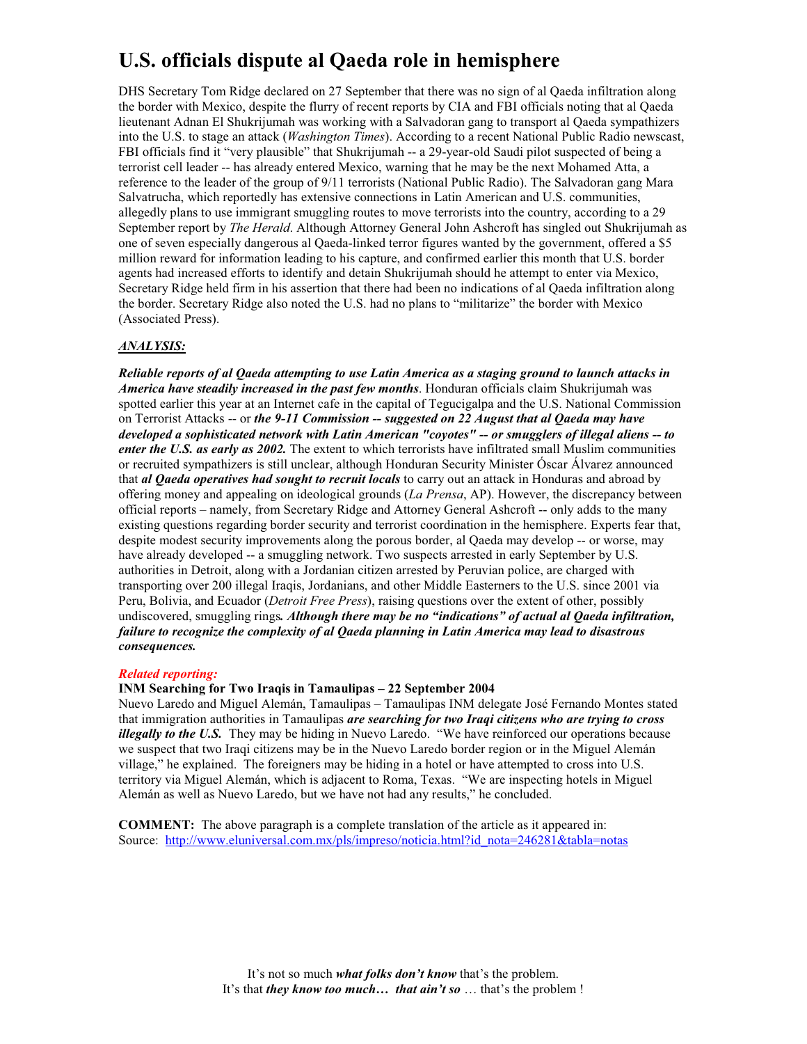# U.S. officials dispute al Qaeda role in hemisphere

DHS Secretary Tom Ridge declared on 27 September that there was no sign of al Qaeda infiltration along the border with Mexico, despite the flurry of recent reports by CIA and FBI officials noting that al Qaeda lieutenant Adnan El Shukrijumah was working with a Salvadoran gang to transport al Qaeda sympathizers into the U.S. to stage an attack (*Washington Times*). According to a recent National Public Radio newscast, FBI officials find it "very plausible" that Shukrijumah -- a 29-year-old Saudi pilot suspected of being a terrorist cell leader -- has already entered Mexico, warning that he may be the next Mohamed Atta, a reference to the leader of the group of 9/11 terrorists (National Public Radio). The Salvadoran gang Mara Salvatrucha, which reportedly has extensive connections in Latin American and U.S. communities, allegedly plans to use immigrant smuggling routes to move terrorists into the country, according to a 29 September report by *The Herald*. Although Attorney General John Ashcroft has singled out Shukrijumah as one of seven especially dangerous al Qaeda-linked terror figures wanted by the government, offered a $5 million reward for information leading to his capture, and confirmed earlier this month that U.S. border agents had increased efforts to identify and detain Shukrijumah should he attempt to enter via Mexico, Secretary Ridge held firm in his assertion that there had been no indications of al Qaeda infiltration along the border. Secretary Ridge also noted the U.S. had no plans to "militarize" the border with Mexico (Associated Press).

***ANALYSIS:***

***Reliable reports of al Qaeda attempting to use Latin America as a staging ground to launch attacks in America have steadily increased in the past few months***. Honduran officials claim Shukrijumah was spotted earlier this year at an Internet cafe in the capital of Tegucigalpa and the U.S. National Commission on Terrorist Attacks -- or ***the 9-11 Commission -- suggested on 22 August that al Qaeda may have developed a sophisticated network with Latin American "coyotes" -- or smugglers of illegal aliens -- to enter the U.S. as early as 2002.*** The extent to which terrorists have infiltrated small Muslim communities or recruited sympathizers is still unclear, although Honduran Security Minister Óscar Álvarez announced that ***al Qaeda operatives had sought to recruit locals*** to carry out an attack in Honduras and abroad by offering money and appealing on ideological grounds (*La Prensa*, AP). However, the discrepancy between official reports – namely, from Secretary Ridge and Attorney General Ashcroft -- only adds to the many existing questions regarding border security and terrorist coordination in the hemisphere. Experts fear that, despite modest security improvements along the porous border, al Qaeda may develop -- or worse, may have already developed -- a smuggling network. Two suspects arrested in early September by U.S. authorities in Detroit, along with a Jordanian citizen arrested by Peruvian police, are charged with transporting over 200 illegal Iraqis, Jordanians, and other Middle Easterners to the U.S. since 2001 via Peru, Bolivia, and Ecuador (*Detroit Free Press*), raising questions over the extent of other, possibly undiscovered, smuggling rings***. Although there may be no "indications" of actual al Qaeda infiltration, failure to recognize the complexity of al Qaeda planning in Latin America may lead to disastrous consequences.***

*Related reporting:*

**INM Searching for Two Iraqis in Tamaulipas – 22 September 2004**

Nuevo Laredo and Miguel Alemán, Tamaulipas – Tamaulipas INM delegate José Fernando Montes stated that immigration authorities in Tamaulipas ***are searching for two Iraqi citizens who are trying to cross illegally to the U.S.*** They may be hiding in Nuevo Laredo. "We have reinforced our operations because we suspect that two Iraqi citizens may be in the Nuevo Laredo border region or in the Miguel Alemán village," he explained. The foreigners may be hiding in a hotel or have attempted to cross into U.S. territory via Miguel Alemán, which is adjacent to Roma, Texas. "We are inspecting hotels in Miguel Alemán as well as Nuevo Laredo, but we have not had any results," he concluded.

**COMMENT:** The above paragraph is a complete translation of the article as it appeared in:
Source: http://www.eluniversal.com.mx/pls/impreso/noticia.html?id_nota=246281&tabla=notas

It's not so much ***what folks don't know*** that's the problem.
It's that ***they know too much… that ain't so*** … that's the problem !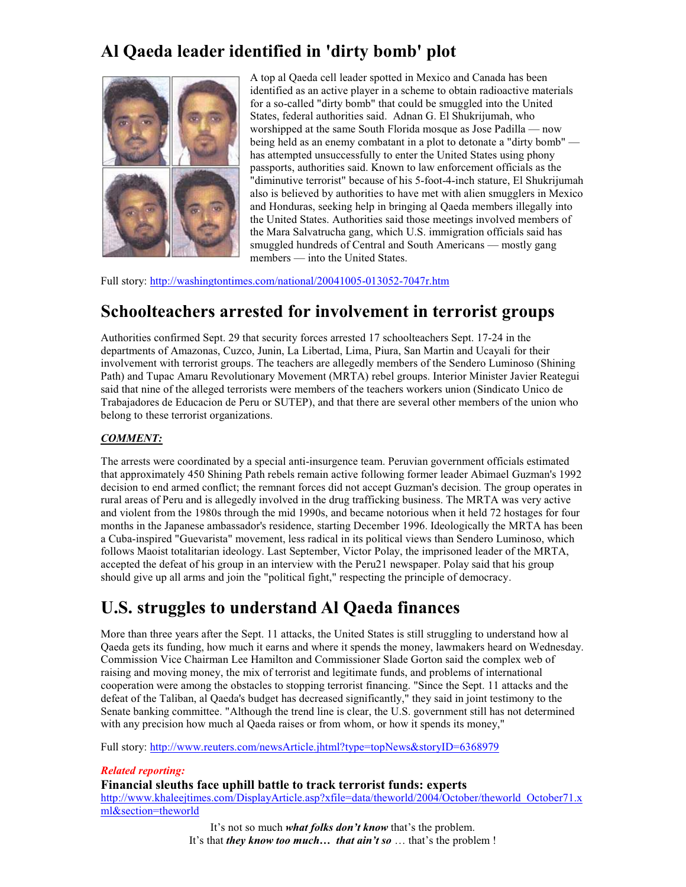# Al Qaeda leader identified in 'dirty bomb' plot

A top al Qaeda cell leader spotted in Mexico and Canada has been identified as an active player in a scheme to obtain radioactive materials for a so-called "dirty bomb" that could be smuggled into the United States, federal authorities said. Adnan G. El Shukrijumah, who worshipped at the same South Florida mosque as Jose Padilla — now being held as an enemy combatant in a plot to detonate a "dirty bomb" — has attempted unsuccessfully to enter the United States using phony passports, authorities said. Known to law enforcement officials as the "diminutive terrorist" because of his 5-foot-4-inch stature, El Shukrijumah also is believed by authorities to have met with alien smugglers in Mexico and Honduras, seeking help in bringing al Qaeda members illegally into the United States. Authorities said those meetings involved members of the Mara Salvatrucha gang, which U.S. immigration officials said has smuggled hundreds of Central and South Americans — mostly gang members — into the United States.

Full story: http://washingtontimes.com/national/20041005-013052-7047r.htm

# Schoolteachers arrested for involvement in terrorist groups

Authorities confirmed Sept. 29 that security forces arrested 17 schoolteachers Sept. 17-24 in the departments of Amazonas, Cuzco, Junin, La Libertad, Lima, Piura, San Martin and Ucayali for their involvement with terrorist groups. The teachers are allegedly members of the Sendero Luminoso (Shining Path) and Tupac Amaru Revolutionary Movement (MRTA) rebel groups. Interior Minister Javier Reategui said that nine of the alleged terrorists were members of the teachers workers union (Sindicato Unico de Trabajadores de Educacion de Peru or SUTEP), and that there are several other members of the union who belong to these terrorist organizations.

***COMMENT:***

The arrests were coordinated by a special anti-insurgence team. Peruvian government officials estimated that approximately 450 Shining Path rebels remain active following former leader Abimael Guzman's 1992 decision to end armed conflict; the remnant forces did not accept Guzman's decision. The group operates in rural areas of Peru and is allegedly involved in the drug trafficking business. The MRTA was very active and violent from the 1980s through the mid 1990s, and became notorious when it held 72 hostages for four months in the Japanese ambassador's residence, starting December 1996. Ideologically the MRTA has been a Cuba-inspired "Guevarista" movement, less radical in its political views than Sendero Luminoso, which follows Maoist totalitarian ideology. Last September, Victor Polay, the imprisoned leader of the MRTA, accepted the defeat of his group in an interview with the Peru21 newspaper. Polay said that his group should give up all arms and join the "political fight," respecting the principle of democracy.

# U.S. struggles to understand Al Qaeda finances

More than three years after the Sept. 11 attacks, the United States is still struggling to understand how al Qaeda gets its funding, how much it earns and where it spends the money, lawmakers heard on Wednesday. Commission Vice Chairman Lee Hamilton and Commissioner Slade Gorton said the complex web of raising and moving money, the mix of terrorist and legitimate funds, and problems of international cooperation were among the obstacles to stopping terrorist financing. "Since the Sept. 11 attacks and the defeat of the Taliban, al Qaeda's budget has decreased significantly," they said in joint testimony to the Senate banking committee. "Although the trend line is clear, the U.S. government still has not determined with any precision how much al Qaeda raises or from whom, or how it spends its money,"

Full story: http://www.reuters.com/newsArticle.jhtml?type=topNews&storyID=6368979

*Related reporting:*

**Financial sleuths face uphill battle to track terrorist funds: experts**
http://www.khaleejtimes.com/DisplayArticle.asp?xfile=data/theworld/2004/October/theworld_October71.xml&section=theworld

It's not so much ***what folks don't know*** that's the problem.
It's that ***they know too much… that ain't so*** … that's the problem !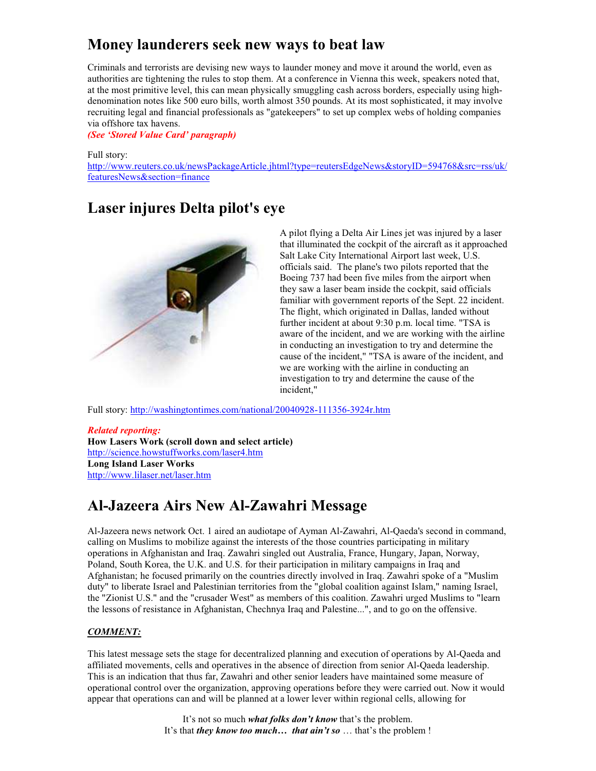## Money launderers seek new ways to beat law

Criminals and terrorists are devising new ways to launder money and move it around the world, even as authorities are tightening the rules to stop them. At a conference in Vienna this week, speakers noted that, at the most primitive level, this can mean physically smuggling cash across borders, especially using high-denomination notes like 500 euro bills, worth almost 350 pounds. At its most sophisticated, it may involve recruiting legal and financial professionals as "gatekeepers" to set up complex webs of holding companies via offshore tax havens.

***(See 'Stored Value Card' paragraph)***

Full story:
http://www.reuters.co.uk/newsPackageArticle.jhtml?type=reutersEdgeNews&storyID=594768&src=rss/uk/featuresNews&section=finance

## Laser injures Delta pilot's eye

A pilot flying a Delta Air Lines jet was injured by a laser that illuminated the cockpit of the aircraft as it approached Salt Lake City International Airport last week, U.S. officials said. The plane's two pilots reported that the Boeing 737 had been five miles from the airport when they saw a laser beam inside the cockpit, said officials familiar with government reports of the Sept. 22 incident. The flight, which originated in Dallas, landed without further incident at about 9:30 p.m. local time. "TSA is aware of the incident, and we are working with the airline in conducting an investigation to try and determine the cause of the incident," "TSA is aware of the incident, and we are working with the airline in conducting an investigation to try and determine the cause of the incident,"

Full story: http://washingtontimes.com/national/20040928-111356-3924r.htm

***Related reporting:***

**How Lasers Work (scroll down and select article)**
http://science.howstuffworks.com/laser4.htm
**Long Island Laser Works**
http://www.lilaser.net/laser.htm

## Al-Jazeera Airs New Al-Zawahri Message

Al-Jazeera news network Oct. 1 aired an audiotape of Ayman Al-Zawahri, Al-Qaeda's second in command, calling on Muslims to mobilize against the interests of the those countries participating in military operations in Afghanistan and Iraq. Zawahri singled out Australia, France, Hungary, Japan, Norway, Poland, South Korea, the U.K. and U.S. for their participation in military campaigns in Iraq and Afghanistan; he focused primarily on the countries directly involved in Iraq. Zawahri spoke of a "Muslim duty" to liberate Israel and Palestinian territories from the "global coalition against Islam," naming Israel, the "Zionist U.S." and the "crusader West" as members of this coalition. Zawahri urged Muslims to "learn the lessons of resistance in Afghanistan, Chechnya Iraq and Palestine...", and to go on the offensive.

***COMMENT:***

This latest message sets the stage for decentralized planning and execution of operations by Al-Qaeda and affiliated movements, cells and operatives in the absence of direction from senior Al-Qaeda leadership. This is an indication that thus far, Zawahri and other senior leaders have maintained some measure of operational control over the organization, approving operations before they were carried out. Now it would appear that operations can and will be planned at a lower lever within regional cells, allowing for

It's not so much ***what folks don't know*** that's the problem.
It's that ***they know too much… that ain't so*** … that's the problem !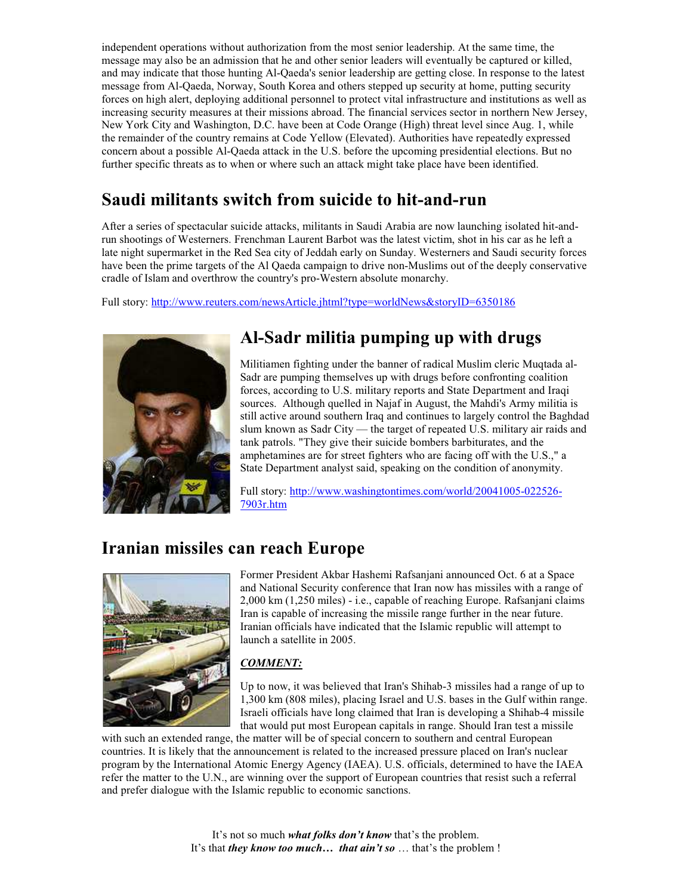independent operations without authorization from the most senior leadership. At the same time, the message may also be an admission that he and other senior leaders will eventually be captured or killed, and may indicate that those hunting Al-Qaeda's senior leadership are getting close. In response to the latest message from Al-Qaeda, Norway, South Korea and others stepped up security at home, putting security forces on high alert, deploying additional personnel to protect vital infrastructure and institutions as well as increasing security measures at their missions abroad. The financial services sector in northern New Jersey, New York City and Washington, D.C. have been at Code Orange (High) threat level since Aug. 1, while the remainder of the country remains at Code Yellow (Elevated). Authorities have repeatedly expressed concern about a possible Al-Qaeda attack in the U.S. before the upcoming presidential elections. But no further specific threats as to when or where such an attack might take place have been identified.

## Saudi militants switch from suicide to hit-and-run

After a series of spectacular suicide attacks, militants in Saudi Arabia are now launching isolated hit-and-run shootings of Westerners. Frenchman Laurent Barbot was the latest victim, shot in his car as he left a late night supermarket in the Red Sea city of Jeddah early on Sunday. Westerners and Saudi security forces have been the prime targets of the Al Qaeda campaign to drive non-Muslims out of the deeply conservative cradle of Islam and overthrow the country's pro-Western absolute monarchy.

Full story: http://www.reuters.com/newsArticle.jhtml?type=worldNews&storyID=6350186

## Al-Sadr militia pumping up with drugs

Militiamen fighting under the banner of radical Muslim cleric Muqtada al-Sadr are pumping themselves up with drugs before confronting coalition forces, according to U.S. military reports and State Department and Iraqi sources. Although quelled in Najaf in August, the Mahdi's Army militia is still active around southern Iraq and continues to largely control the Baghdad slum known as Sadr City — the target of repeated U.S. military air raids and tank patrols. "They give their suicide bombers barbiturates, and the amphetamines are for street fighters who are facing off with the U.S.," a State Department analyst said, speaking on the condition of anonymity.

Full story: http://www.washingtontimes.com/world/20041005-022526-7903r.htm

## Iranian missiles can reach Europe

Former President Akbar Hashemi Rafsanjani announced Oct. 6 at a Space and National Security conference that Iran now has missiles with a range of 2,000 km (1,250 miles) - i.e., capable of reaching Europe. Rafsanjani claims Iran is capable of increasing the missile range further in the near future. Iranian officials have indicated that the Islamic republic will attempt to launch a satellite in 2005.

***COMMENT:***

Up to now, it was believed that Iran's Shihab-3 missiles had a range of up to 1,300 km (808 miles), placing Israel and U.S. bases in the Gulf within range. Israeli officials have long claimed that Iran is developing a Shihab-4 missile that would put most European capitals in range. Should Iran test a missile with such an extended range, the matter will be of special concern to southern and central European countries. It is likely that the announcement is related to the increased pressure placed on Iran's nuclear program by the International Atomic Energy Agency (IAEA). U.S. officials, determined to have the IAEA refer the matter to the U.N., are winning over the support of European countries that resist such a referral and prefer dialogue with the Islamic republic to economic sanctions.

It's not so much ***what folks don't know*** that's the problem.
It's that ***they know too much… that ain't so*** … that's the problem !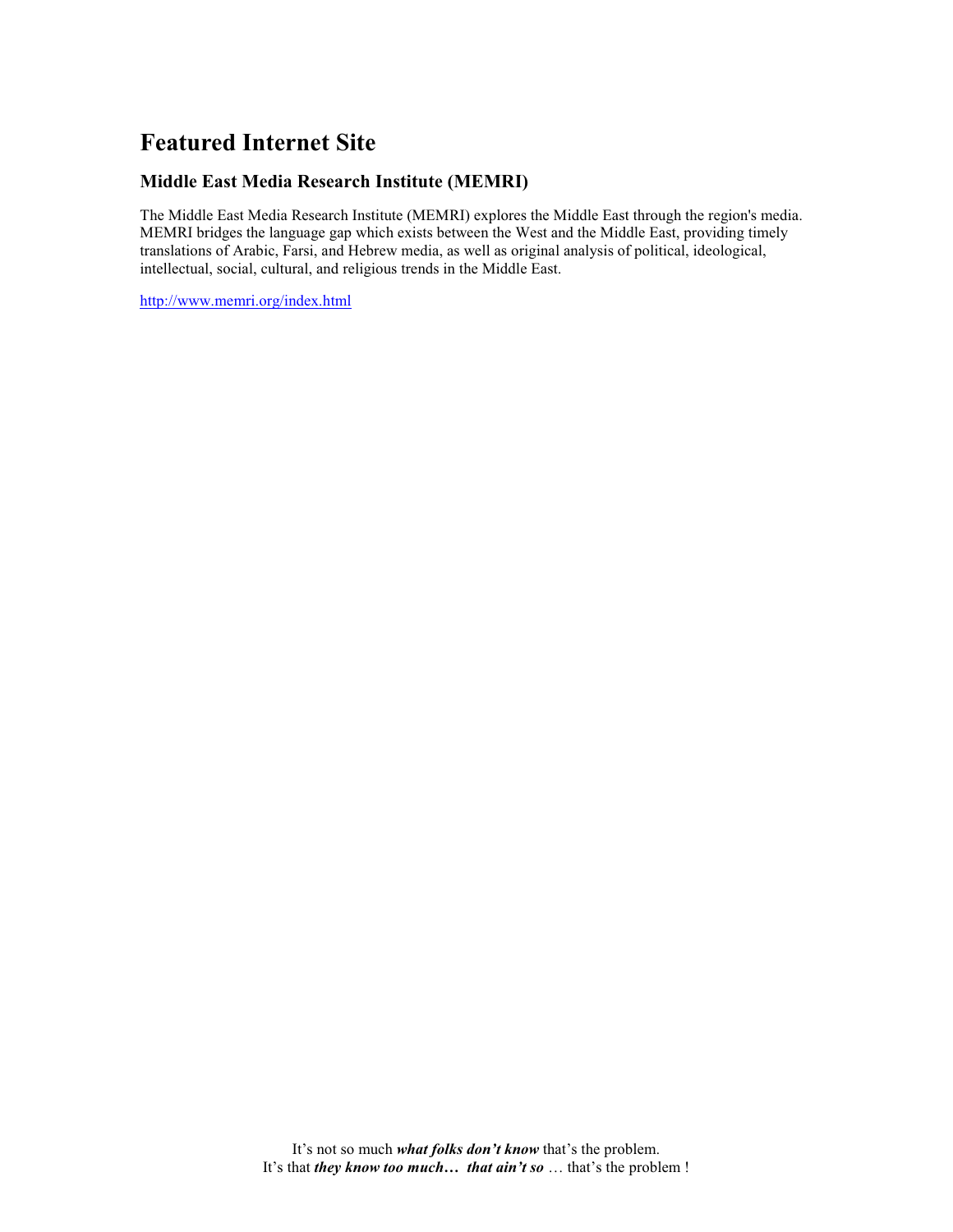# Featured Internet Site

## Middle East Media Research Institute (MEMRI)

The Middle East Media Research Institute (MEMRI) explores the Middle East through the region's media. MEMRI bridges the language gap which exists between the West and the Middle East, providing timely translations of Arabic, Farsi, and Hebrew media, as well as original analysis of political, ideological, intellectual, social, cultural, and religious trends in the Middle East.

http://www.memri.org/index.html

It's not so much ***what folks don't know*** that's the problem.
It's that ***they know too much… that ain't so*** … that's the problem !